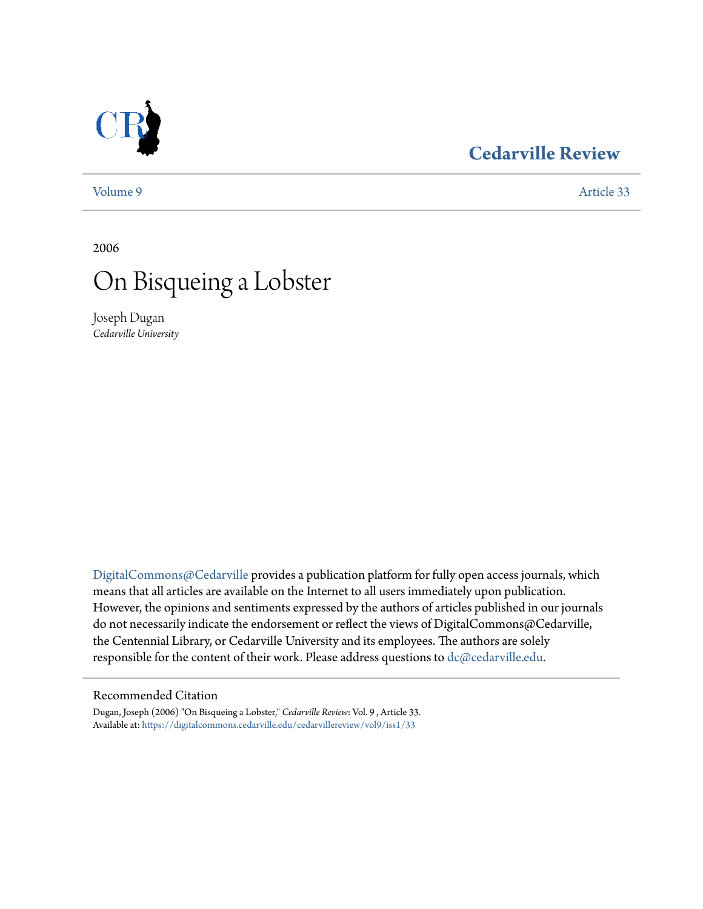Cedarville Review

Volume 9 | Article 33

2006

# On Bisqueing a Lobster

Joseph Dugan
*Cedarville University*

DigitalCommons@Cedarville provides a publication platform for fully open access journals, which means that all articles are available on the Internet to all users immediately upon publication. However, the opinions and sentiments expressed by the authors of articles published in our journals do not necessarily indicate the endorsement or reflect the views of DigitalCommons@Cedarville, the Centennial Library, or Cedarville University and its employees. The authors are solely responsible for the content of their work. Please address questions to dc@cedarville.edu.

Recommended Citation

Dugan, Joseph (2006) "On Bisqueing a Lobster," *Cedarville Review*: Vol. 9 , Article 33.
Available at: https://digitalcommons.cedarville.edu/cedarvillereview/vol9/iss1/33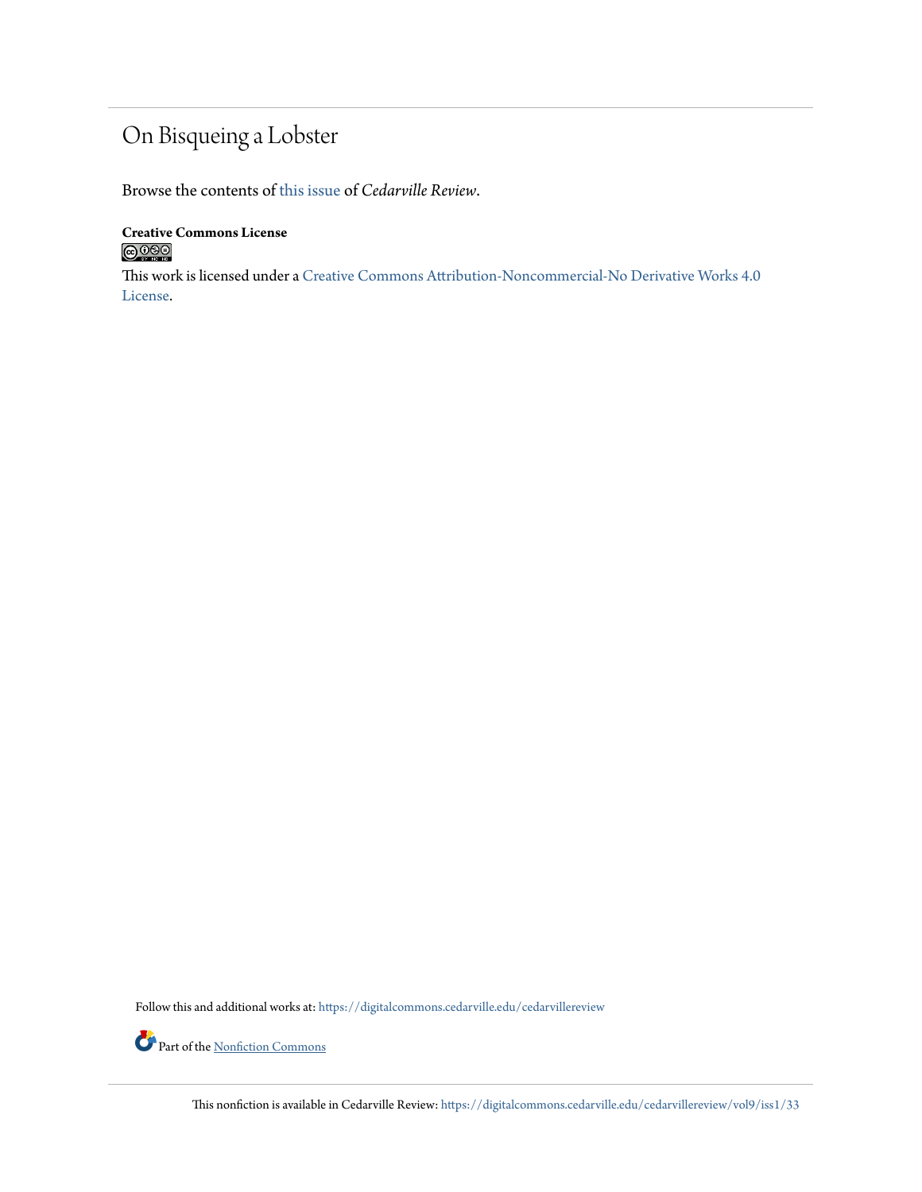# On Bisqueing a Lobster

Browse the contents of this issue of *Cedarville Review*.

**Creative Commons License**

This work is licensed under a Creative Commons Attribution-Noncommercial-No Derivative Works 4.0 License.

Follow this and additional works at: https://digitalcommons.cedarville.edu/cedarvillereview

Part of the Nonfiction Commons

This nonfiction is available in Cedarville Review: https://digitalcommons.cedarville.edu/cedarvillereview/vol9/iss1/33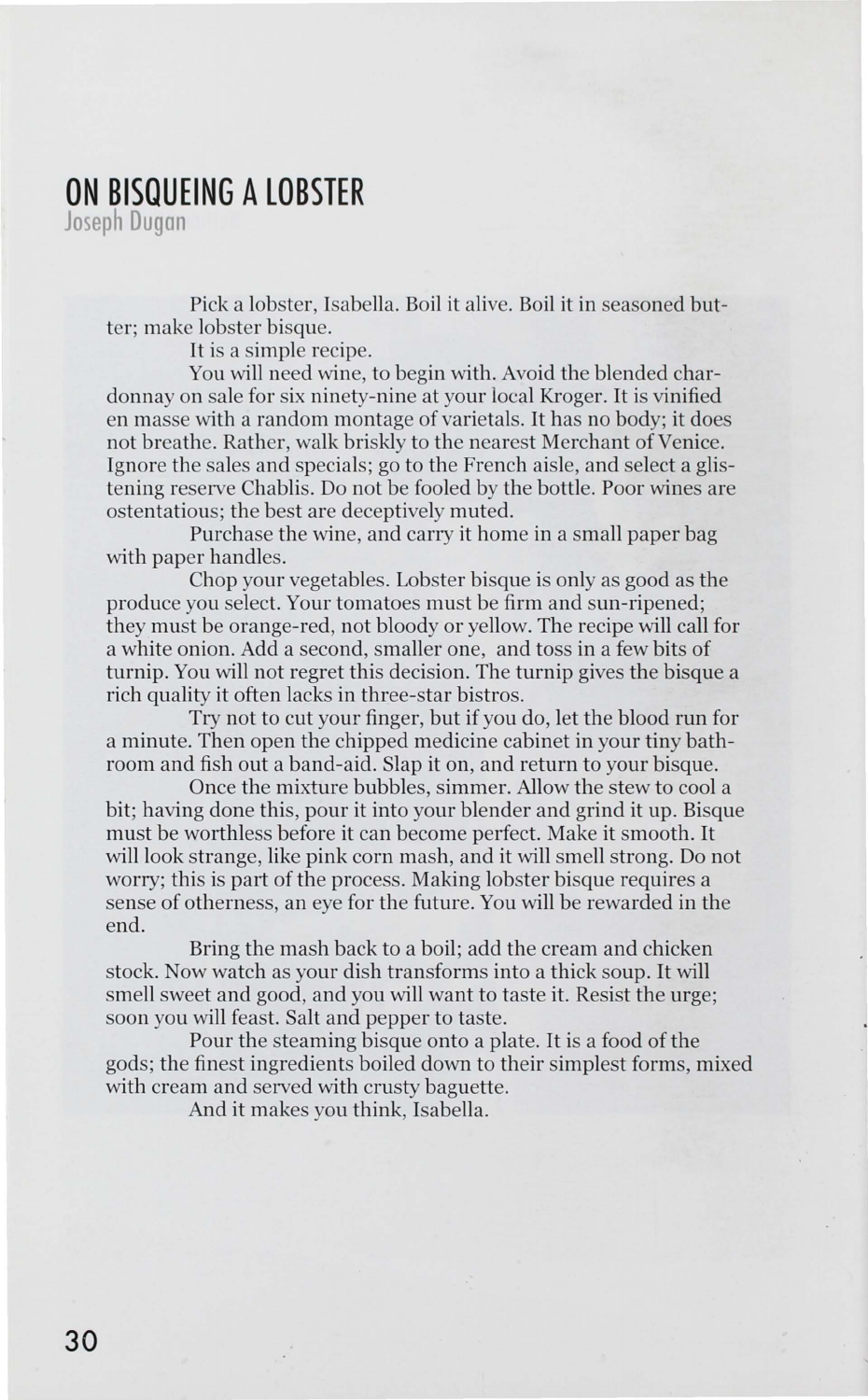# ON BISQUEING A LOBSTER

Joseph Dugan

Pick a lobster, Isabella. Boil it alive. Boil it in seasoned butter; make lobster bisque.

It is a simple recipe.

You will need wine, to begin with. Avoid the blended chardonnay on sale for six ninety-nine at your local Kroger. It is vinified en masse with a random montage of varietals. It has no body; it does not breathe. Rather, walk briskly to the nearest Merchant of Venice. Ignore the sales and specials; go to the French aisle, and select a glistening reserve Chablis. Do not be fooled by the bottle. Poor wines are ostentatious; the best are deceptively muted.

Purchase the wine, and carry it home in a small paper bag with paper handles.

Chop your vegetables. Lobster bisque is only as good as the produce you select. Your tomatoes must be firm and sun-ripened; they must be orange-red, not bloody or yellow. The recipe will call for a white onion. Add a second, smaller one, and toss in a few bits of turnip. You will not regret this decision. The turnip gives the bisque a rich quality it often lacks in three-star bistros.

Try not to cut your finger, but if you do, let the blood run for a minute. Then open the chipped medicine cabinet in your tiny bathroom and fish out a band-aid. Slap it on, and return to your bisque.

Once the mixture bubbles, simmer. Allow the stew to cool a bit; having done this, pour it into your blender and grind it up. Bisque must be worthless before it can become perfect. Make it smooth. It will look strange, like pink corn mash, and it will smell strong. Do not worry; this is part of the process. Making lobster bisque requires a sense of otherness, an eye for the future. You will be rewarded in the end.

Bring the mash back to a boil; add the cream and chicken stock. Now watch as your dish transforms into a thick soup. It will smell sweet and good, and you will want to taste it. Resist the urge; soon you will feast. Salt and pepper to taste.

Pour the steaming bisque onto a plate. It is a food of the gods; the finest ingredients boiled down to their simplest forms, mixed with cream and served with crusty baguette.

And it makes you think, Isabella.